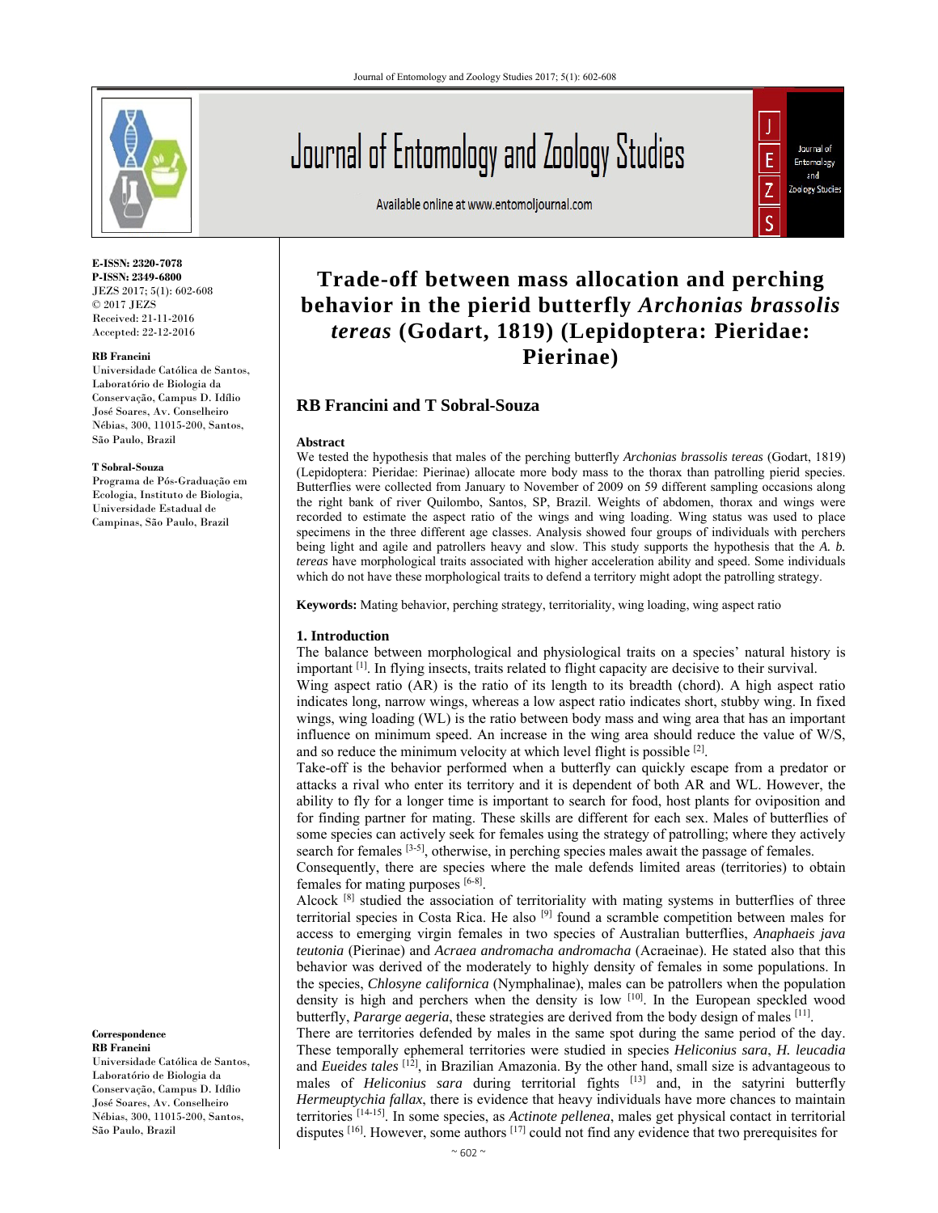E-ISSN: 2320-7078
P-ISSN: 2349-6800
JEZS 2017; 5(1): 602-608
© 2017 JEZS
Received: 21-11-2016
Accepted: 22-12-2016

**RB Francini**
Universidade Católica de Santos, Laboratório de Biologia da Conservação, Campus D. Idílio José Soares, Av. Conselheiro Nébias, 300, 11015-200, Santos, São Paulo, Brazil

**T Sobral-Souza**
Programa de Pós-Graduação em Ecologia, Instituto de Biologia, Universidade Estadual de Campinas, São Paulo, Brazil

**Correspondence**
**RB Francini**
Universidade Católica de Santos, Laboratório de Biologia da Conservação, Campus D. Idílio José Soares, Av. Conselheiro Nébias, 300, 11015-200, Santos, São Paulo, Brazil

# Trade-off between mass allocation and perching behavior in the pierid butterfly *Archonias brassolis tereas* (Godart, 1819) (Lepidoptera: Pieridae: Pierinae)

**RB Francini and T Sobral-Souza**

## Abstract

We tested the hypothesis that males of the perching butterfly *Archonias brassolis tereas* (Godart, 1819) (Lepidoptera: Pieridae: Pierinae) allocate more body mass to the thorax than patrolling pierid species. Butterflies were collected from January to November of 2009 on 59 different sampling occasions along the right bank of river Quilombo, Santos, SP, Brazil. Weights of abdomen, thorax and wings were recorded to estimate the aspect ratio of the wings and wing loading. Wing status was used to place specimens in the three different age classes. Analysis showed four groups of individuals with perchers being light and agile and patrollers heavy and slow. This study supports the hypothesis that the *A. b. tereas* have morphological traits associated with higher acceleration ability and speed. Some individuals which do not have these morphological traits to defend a territory might adopt the patrolling strategy.

**Keywords:** Mating behavior, perching strategy, territoriality, wing loading, wing aspect ratio

## 1. Introduction

The balance between morphological and physiological traits on a species' natural history is important [1]. In flying insects, traits related to flight capacity are decisive to their survival.

Wing aspect ratio (AR) is the ratio of its length to its breadth (chord). A high aspect ratio indicates long, narrow wings, whereas a low aspect ratio indicates short, stubby wing. In fixed wings, wing loading (WL) is the ratio between body mass and wing area that has an important influence on minimum speed. An increase in the wing area should reduce the value of W/S, and so reduce the minimum velocity at which level flight is possible [2].

Take-off is the behavior performed when a butterfly can quickly escape from a predator or attacks a rival who enter its territory and it is dependent of both AR and WL. However, the ability to fly for a longer time is important to search for food, host plants for oviposition and for finding partner for mating. These skills are different for each sex. Males of butterflies of some species can actively seek for females using the strategy of patrolling; where they actively search for females [3-5], otherwise, in perching species males await the passage of females.

Consequently, there are species where the male defends limited areas (territories) to obtain females for mating purposes [6-8].

Alcock [8] studied the association of territoriality with mating systems in butterflies of three territorial species in Costa Rica. He also [9] found a scramble competition between males for access to emerging virgin females in two species of Australian butterflies, *Anaphaeis java teutonia* (Pierinae) and *Acraea andromacha andromacha* (Acraeinae). He stated also that this behavior was derived of the moderately to highly density of females in some populations. In the species, *Chlosyne californica* (Nymphalinae), males can be patrollers when the population density is high and perchers when the density is low [10]. In the European speckled wood butterfly, *Pararge aegeria*, these strategies are derived from the body design of males [11].

There are territories defended by males in the same spot during the same period of the day. These temporally ephemeral territories were studied in species *Heliconius sara*, *H. leucadia* and *Eueides tales* [12], in Brazilian Amazonia. By the other hand, small size is advantageous to males of *Heliconius sara* during territorial fights [13] and, in the satyrini butterfly *Hermeuptychia fallax*, there is evidence that heavy individuals have more chances to maintain territories [14-15]. In some species, as *Actinote pellenea*, males get physical contact in territorial disputes [16]. However, some authors [17] could not find any evidence that two prerequisites for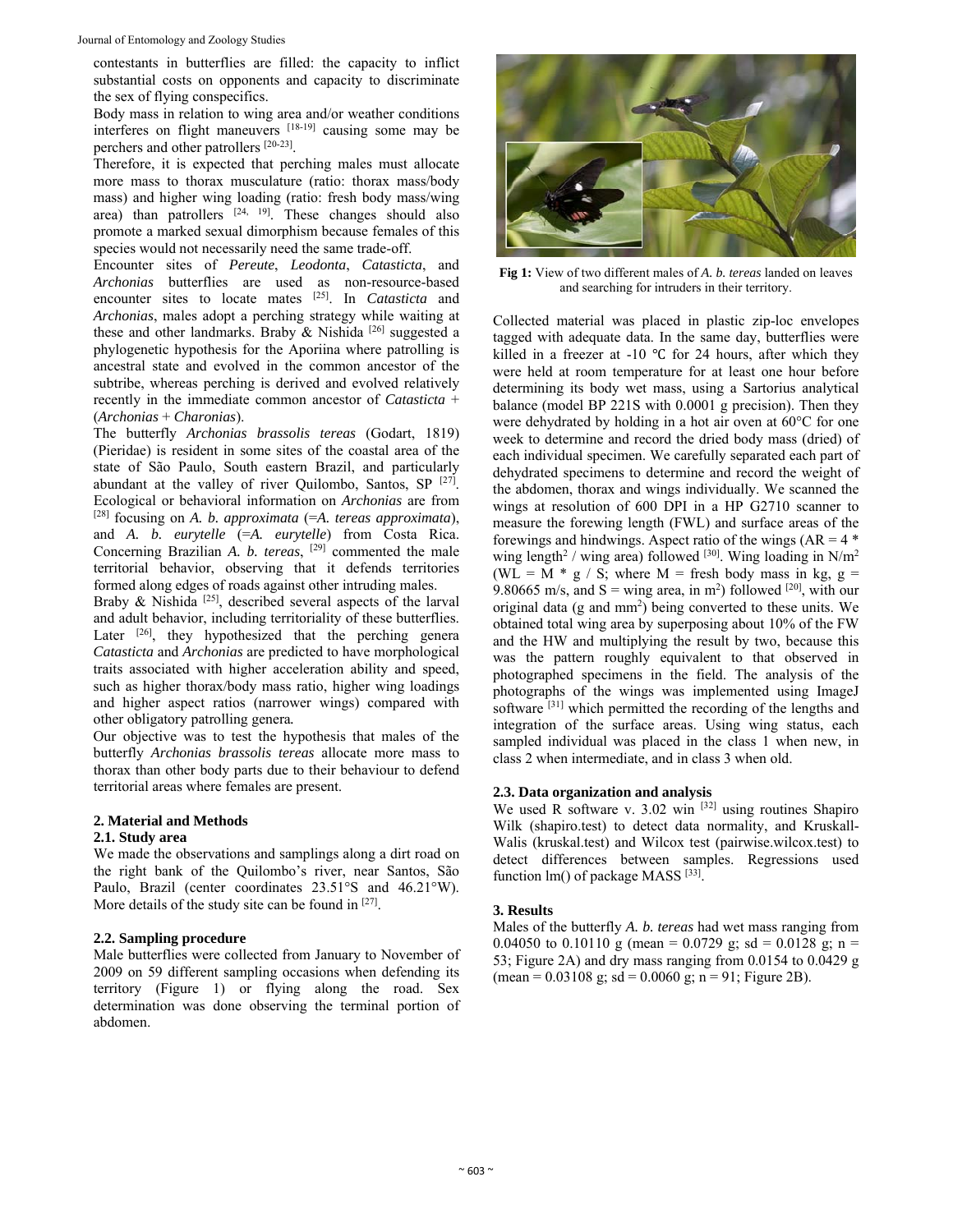contestants in butterflies are filled: the capacity to inflict substantial costs on opponents and capacity to discriminate the sex of flying conspecifics.

Body mass in relation to wing area and/or weather conditions interferes on flight maneuvers [18-19] causing some may be perchers and other patrollers [20-23].

Therefore, it is expected that perching males must allocate more mass to thorax musculature (ratio: thorax mass/body mass) and higher wing loading (ratio: fresh body mass/wing area) than patrollers [24, 19]. These changes should also promote a marked sexual dimorphism because females of this species would not necessarily need the same trade-off.

Encounter sites of *Pereute*, *Leodonta*, *Catasticta*, and *Archonias* butterflies are used as non-resource-based encounter sites to locate mates [25]. In *Catasticta* and *Archonias*, males adopt a perching strategy while waiting at these and other landmarks. Braby & Nishida [26] suggested a phylogenetic hypothesis for the Aporiina where patrolling is ancestral state and evolved in the common ancestor of the subtribe, whereas perching is derived and evolved relatively recently in the immediate common ancestor of *Catasticta* + (*Archonias* + *Charonias*).

The butterfly *Archonias brassolis tereas* (Godart, 1819) (Pieridae) is resident in some sites of the coastal area of the state of São Paulo, South eastern Brazil, and particularly abundant at the valley of river Quilombo, Santos, SP [27]. Ecological or behavioral information on *Archonias* are from [28] focusing on *A. b. approximata* (=*A. tereas approximata*), and *A. b. eurytelle* (=*A. eurytelle*) from Costa Rica. Concerning Brazilian *A. b. tereas*, [29] commented the male territorial behavior, observing that it defends territories formed along edges of roads against other intruding males.

Braby & Nishida [25], described several aspects of the larval and adult behavior, including territoriality of these butterflies. Later [26], they hypothesized that the perching genera *Catasticta* and *Archonias* are predicted to have morphological traits associated with higher acceleration ability and speed, such as higher thorax/body mass ratio, higher wing loadings and higher aspect ratios (narrower wings) compared with other obligatory patrolling genera.

Our objective was to test the hypothesis that males of the butterfly *Archonias brassolis tereas* allocate more mass to thorax than other body parts due to their behaviour to defend territorial areas where females are present.

## 2. Material and Methods

### 2.1. Study area

We made the observations and samplings along a dirt road on the right bank of the Quilombo's river, near Santos, São Paulo, Brazil (center coordinates 23.51°S and 46.21°W). More details of the study site can be found in [27].

### 2.2. Sampling procedure

Male butterflies were collected from January to November of 2009 on 59 different sampling occasions when defending its territory (Figure 1) or flying along the road. Sex determination was done observing the terminal portion of abdomen.

**Fig 1:** View of two different males of *A. b. tereas* landed on leaves and searching for intruders in their territory.

Collected material was placed in plastic zip-loc envelopes tagged with adequate data. In the same day, butterflies were killed in a freezer at -10 ℃ for 24 hours, after which they were held at room temperature for at least one hour before determining its body wet mass, using a Sartorius analytical balance (model BP 221S with 0.0001 g precision). Then they were dehydrated by holding in a hot air oven at 60°C for one week to determine and record the dried body mass (dried) of each individual specimen. We carefully separated each part of dehydrated specimens to determine and record the weight of the abdomen, thorax and wings individually. We scanned the wings at resolution of 600 DPI in a HP G2710 scanner to measure the forewing length (FWL) and surface areas of the forewings and hindwings. Aspect ratio of the wings ($AR = 4 * \text{wing length}^2 / \text{wing area}$) followed [30]. Wing loading in $N/m^2$ ($WL = M * g / S$; where M = fresh body mass in kg, g = 9.80665 m/s, and S = wing area, in $m^2$) followed [20], with our original data (g and $mm^2$) being converted to these units. We obtained total wing area by superposing about 10% of the FW and the HW and multiplying the result by two, because this was the pattern roughly equivalent to that observed in photographed specimens in the field. The analysis of the photographs of the wings was implemented using ImageJ software [31] which permitted the recording of the lengths and integration of the surface areas. Using wing status, each sampled individual was placed in the class 1 when new, in class 2 when intermediate, and in class 3 when old.

### 2.3. Data organization and analysis

We used R software v. 3.02 win [32] using routines Shapiro Wilk (shapiro.test) to detect data normality, and Kruskall-Walis (kruskal.test) and Wilcox test (pairwise.wilcox.test) to detect differences between samples. Regressions used function lm() of package MASS [33].

## 3. Results

Males of the butterfly *A. b. tereas* had wet mass ranging from 0.04050 to 0.10110 g (mean = 0.0729 g; sd = 0.0128 g; n = 53; Figure 2A) and dry mass ranging from 0.0154 to 0.0429 g (mean = 0.03108 g; sd = 0.0060 g; n = 91; Figure 2B).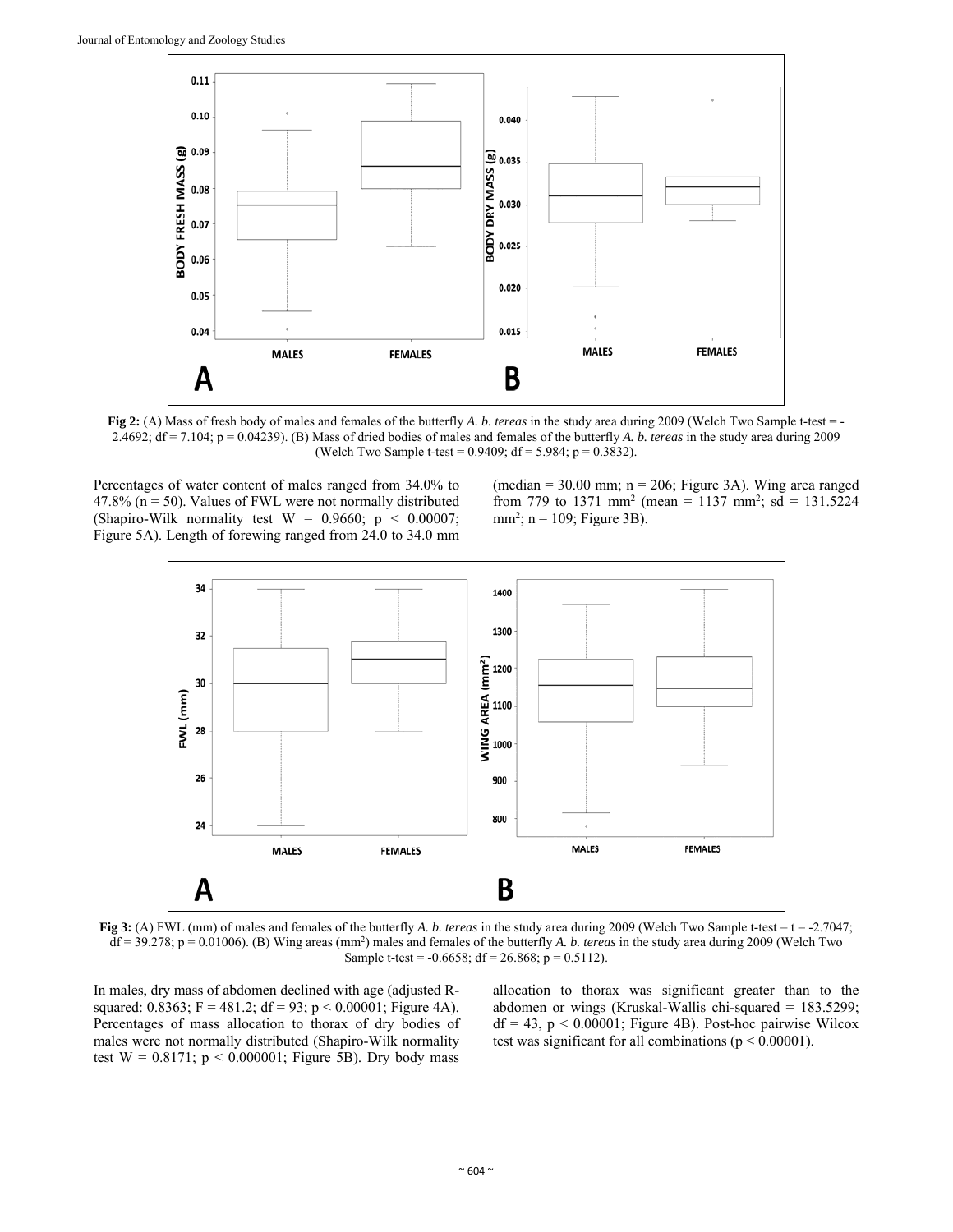**Fig 2:** (A) Mass of fresh body of males and females of the butterfly *A. b. tereas* in the study area during 2009 (Welch Two Sample t-test = -2.4692; df = 7.104; p = 0.04239). (B) Mass of dried bodies of males and females of the butterfly *A. b. tereas* in the study area during 2009 (Welch Two Sample t-test = 0.9409; df = 5.984; p = 0.3832).

Percentages of water content of males ranged from 34.0% to 47.8% (n = 50). Values of FWL were not normally distributed (Shapiro-Wilk normality test W = 0.9660; p < 0.00007; Figure 5A). Length of forewing ranged from 24.0 to 34.0 mm (median = 30.00 mm; n = 206; Figure 3A). Wing area ranged from 779 to 1371 mm$^2$ (mean = 1137 mm$^2$; sd = 131.5224 mm$^2$; n = 109; Figure 3B).

**Fig 3:** (A) FWL (mm) of males and females of the butterfly *A. b. tereas* in the study area during 2009 (Welch Two Sample t-test = t = -2.7047; df = 39.278; p = 0.01006). (B) Wing areas (mm$^2$) males and females of the butterfly *A. b. tereas* in the study area during 2009 (Welch Two Sample t-test = -0.6658; df = 26.868; p = 0.5112).

In males, dry mass of abdomen declined with age (adjusted R-squared: 0.8363; F = 481.2; df = 93; p < 0.00001; Figure 4A). Percentages of mass allocation to thorax of dry bodies of males were not normality distributed (Shapiro-Wilk normality test W = 0.8171; p < 0.000001; Figure 5B). Dry body mass allocation to thorax was significant greater than to the abdomen or wings (Kruskal-Wallis chi-squared = 183.5299; df = 43, p < 0.00001; Figure 4B). Post-hoc pairwise Wilcox test was significant for all combinations (p < 0.00001).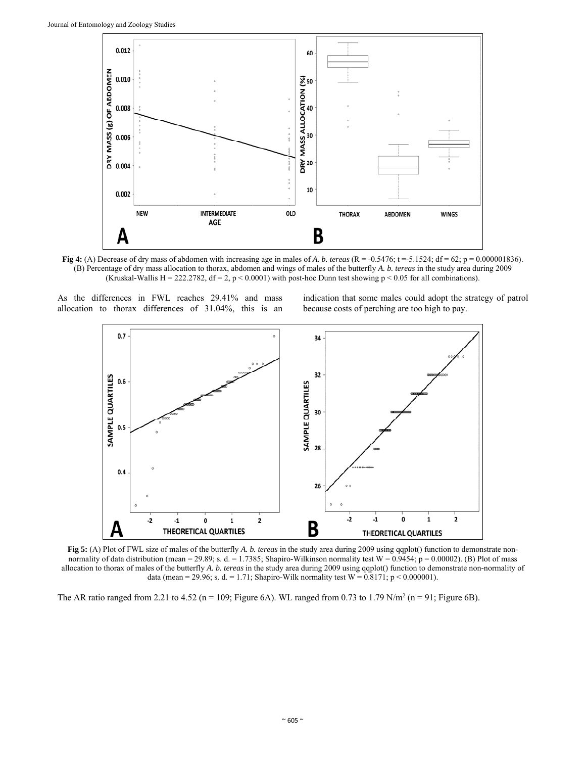**Fig 4:** (A) Decrease of dry mass of abdomen with increasing age in males of *A. b. tereas* ($R = -0.5476$; $t = -5.1524$; $df = 62$; $p = 0.000001836$). (B) Percentage of dry mass allocation to thorax, abdomen and wings of males of the butterfly *A. b. tereas* in the study area during 2009 (Kruskal-Wallis $H = 222.2782$, $df = 2$, $p < 0.0001$) with post-hoc Dunn test showing $p < 0.05$ for all combinations).

As the differences in FWL reaches 29.41% and mass allocation to thorax differences of 31.04%, this is an indication that some males could adopt the strategy of patrol because costs of perching are too high to pay.

**Fig 5:** (A) Plot of FWL size of males of the butterfly *A. b. tereas* in the study area during 2009 using qqplot() function to demonstrate non-normality of data distribution (mean = 29.89; s. d. = 1.7385; Shapiro-Wilkinson normality test $W = 0.9454$; $p = 0.00002$). (B) Plot of mass allocation to thorax of males of the butterfly *A. b. tereas* in the study area during 2009 using qqplot() function to demonstrate non-normality of data (mean = 29.96; s. d. = 1.71; Shapiro-Wilk normality test $W = 0.8171$; $p < 0.000001$).

The AR ratio ranged from 2.21 to 4.52 (n = 109; Figure 6A). WL ranged from 0.73 to 1.79 $N/m^2$ (n = 91; Figure 6B).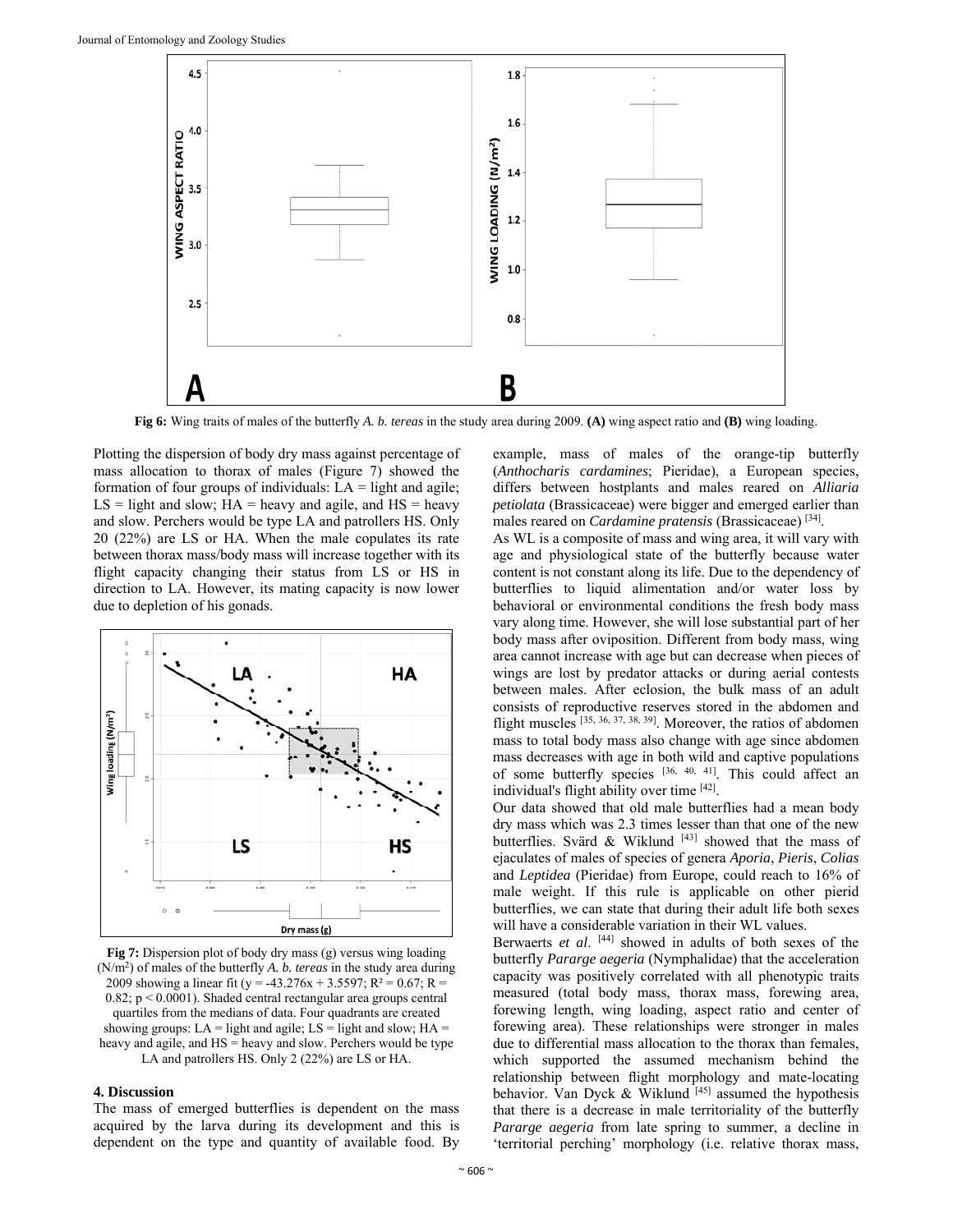**Fig 6:** Wing traits of males of the butterfly *A. b. tereas* in the study area during 2009. **(A)** wing aspect ratio and **(B)** wing loading.

Plotting the dispersion of body dry mass against percentage of mass allocation to thorax of males (Figure 7) showed the formation of four groups of individuals: LA = light and agile; LS = light and slow; HA = heavy and agile, and HS = heavy and slow. Perchers would be type LA and patrollers HS. Only 20 (22%) are LS or HA. When the male copulates its rate between thorax mass/body mass will increase together with its flight capacity changing their status from LS or HS in direction to LA. However, its mating capacity is now lower due to depletion of his gonads.

**Fig 7:** Dispersion plot of body dry mass (g) versus wing loading ($N/m^2$) of males of the butterfly *A. b. tereas* in the study area during 2009 showing a linear fit ($y = -43.276x + 3.5597$; $R^2 = 0.67$; $R = 0.82$; $p < 0.0001$). Shaded central rectangular area groups central quartiles from the medians of data. Four quadrants are created showing groups: LA = light and agile; LS = light and slow; HA = heavy and agile, and HS = heavy and slow. Perchers would be type LA and patrollers HS. Only 2 (22%) are LS or HA.

## 4. Discussion

The mass of emerged butterflies is dependent on the mass acquired by the larva during its development and this is dependent on the type and quantity of available food. By example, mass of males of the orange-tip butterfly (*Anthocharis cardamines*; Pieridae), a European species, differs between hostplants and males reared on *Alliaria petiolata* (Brassicaceae) were bigger and emerged earlier than males reared on *Cardamine pratensis* (Brassicaceae) [34].

As WL is a composite of mass and wing area, it will vary with age and physiological state of the butterfly because water content is not constant along its life. Due to the dependency of butterflies to liquid alimentation and/or water loss by behavioral or environmental conditions the fresh body mass vary along time. However, she will lose substantial part of her body mass after oviposition. Different from body mass, wing area cannot increase with age but can decrease when pieces of wings are lost by predator attacks or during aerial contests between males. After eclosion, the bulk mass of an adult consists of reproductive reserves stored in the abdomen and flight muscles [35, 36, 37, 38, 39]. Moreover, the ratios of abdomen mass to total body mass also change with age since abdomen mass decreases with age in both wild and captive populations of some butterfly species [36, 40, 41]. This could affect an individual's flight ability over time [42].

Our data showed that old male butterflies had a mean body dry mass which was 2.3 times lesser than that one of the new butterflies. Svärd & Wiklund [43] showed that the mass of ejaculates of males of species of genera *Aporia*, *Pieris*, *Colias* and *Leptidea* (Pieridae) from Europe, could reach to 16% of male weight. If this rule is applicable on other pierid butterflies, we can state that during their adult life both sexes will have a considerable variation in their WL values.

Berwaerts *et al*. [44] showed in adults of both sexes of the butterfly *Pararge aegeria* (Nymphalidae) that the acceleration capacity was positively correlated with all phenotypic traits measured (total body mass, thorax mass, forewing area, forewing length, wing loading, aspect ratio and center of forewing area). These relationships were stronger in males due to differential mass allocation to the thorax than females, which supported the assumed mechanism behind the relationship between flight morphology and mate-locating behavior. Van Dyck & Wiklund [45] assumed the hypothesis that there is a decrease in male territoriality of the butterfly *Pararge aegeria* from late spring to summer, a decline in 'territorial perching' morphology (i.e. relative thorax mass,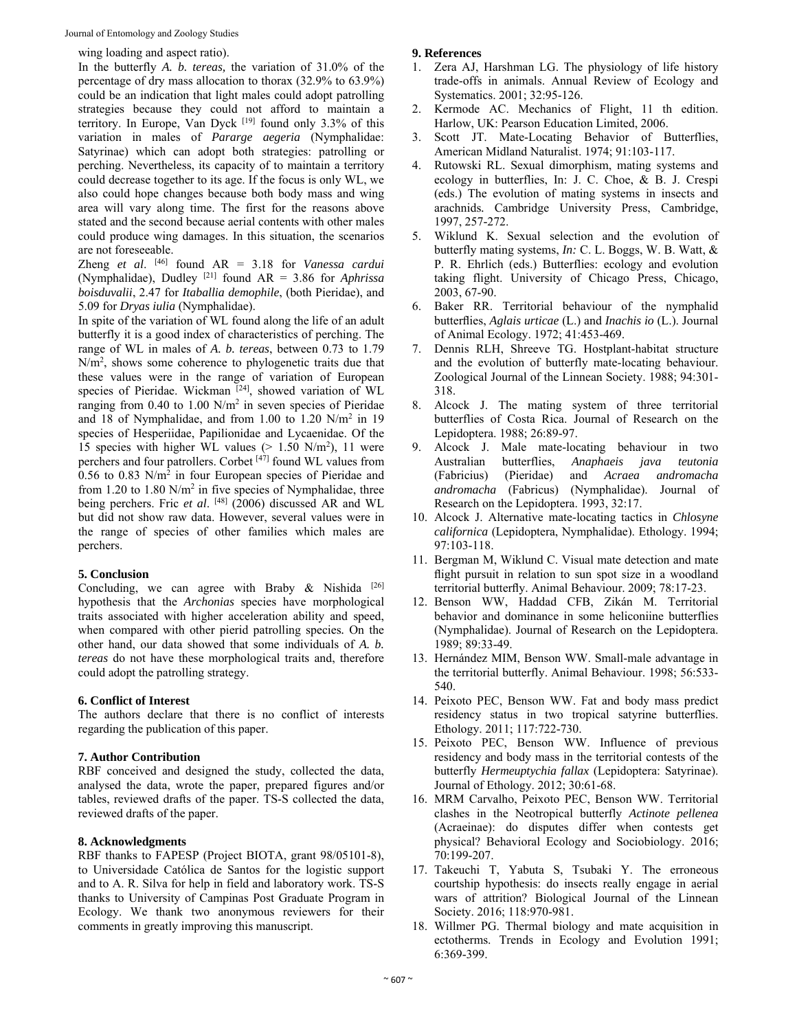wing loading and aspect ratio).

In the butterfly *A. b. tereas,* the variation of 31.0% of the percentage of dry mass allocation to thorax (32.9% to 63.9%) could be an indication that light males could adopt patrolling strategies because they could not afford to maintain a territory. In Europe, Van Dyck [19] found only 3.3% of this variation in males of *Pararge aegeria* (Nymphalidae: Satyrinae) which can adopt both strategies: patrolling or perching. Nevertheless, its capacity of to maintain a territory could decrease together to its age. If the focus is only WL, we also could hope changes because both body mass and wing area will vary along time. The first for the reasons above stated and the second because aerial contents with other males could produce wing damages. In this situation, the scenarios are not foreseeable.

Zheng *et al*. [46] found AR = 3.18 for *Vanessa cardui* (Nymphalidae), Dudley [21] found AR = 3.86 for *Aphrissa boisduvalii*, 2.47 for *Itaballia demophile*, (both Pieridae), and 5.09 for *Dryas iulia* (Nymphalidae).

In spite of the variation of WL found along the life of an adult butterfly it is a good index of characteristics of perching. The range of WL in males of *A. b. tereas*, between 0.73 to 1.79 $N/m^2$, shows some coherence to phylogenetic traits due that these values were in the range of variation of European species of Pieridae. Wickman [24], showed variation of WL ranging from 0.40 to 1.00 $N/m^2$ in seven species of Pieridae and 18 of Nymphalidae, and from 1.00 to 1.20 $N/m^2$ in 19 species of Hesperiidae, Papilionidae and Lycaenidae. Of the 15 species with higher WL values (> 1.50 $N/m^2$), 11 were perchers and four patrollers. Corbet [47] found WL values from 0.56 to 0.83 $N/m^2$ in four European species of Pieridae and from 1.20 to 1.80 $N/m^2$ in five species of Nymphalidae, three being perchers. Fric *et al*. [48] (2006) discussed AR and WL but did not show raw data. However, several values were in the range of species of other families which males are perchers.

## 5. Conclusion

Concluding, we can agree with Braby & Nishida [26] hypothesis that the *Archonias* species have morphological traits associated with higher acceleration ability and speed, when compared with other pierid patrolling species. On the other hand, our data showed that some individuals of *A. b. tereas* do not have these morphological traits and, therefore could adopt the patrolling strategy.

## 6. Conflict of Interest

The authors declare that there is no conflict of interests regarding the publication of this paper.

## 7. Author Contribution

RBF conceived and designed the study, collected the data, analysed the data, wrote the paper, prepared figures and/or tables, reviewed drafts of the paper. TS-S collected the data, reviewed drafts of the paper.

## 8. Acknowledgments

RBF thanks to FAPESP (Project BIOTA, grant 98/05101-8), to Universidade Católica de Santos for the logistic support and to A. R. Silva for help in field and laboratory work. TS-S thanks to University of Campinas Post Graduate Program in Ecology. We thank two anonymous reviewers for their comments in greatly improving this manuscript.

## 9. References

1. Zera AJ, Harshman LG. The physiology of life history trade-offs in animals. Annual Review of Ecology and Systematics. 2001; 32:95-126.
2. Kermode AC. Mechanics of Flight, 11 th edition. Harlow, UK: Pearson Education Limited, 2006.
3. Scott JT. Mate-Locating Behavior of Butterflies, American Midland Naturalist. 1974; 91:103-117.
4. Rutowski RL. Sexual dimorphism, mating systems and ecology in butterflies, In: J. C. Choe, & B. J. Crespi (eds.) The evolution of mating systems in insects and arachnids. Cambridge University Press, Cambridge, 1997, 257-272.
5. Wiklund K. Sexual selection and the evolution of butterfly mating systems, *In:* C. L. Boggs, W. B. Watt, & P. R. Ehrlich (eds.) Butterflies: ecology and evolution taking flight. University of Chicago Press, Chicago, 2003, 67-90.
6. Baker RR. Territorial behaviour of the nymphalid butterflies, *Aglais urticae* (L.) and *Inachis io* (L.). Journal of Animal Ecology. 1972; 41:453-469.
7. Dennis RLH, Shreeve TG. Hostplant-habitat structure and the evolution of butterfly mate-locating behaviour. Zoological Journal of the Linnean Society. 1988; 94:301-318.
8. Alcock J. The mating system of three territorial butterflies of Costa Rica. Journal of Research on the Lepidoptera. 1988; 26:89-97.
9. Alcock J. Male mate-locating behaviour in two Australian butterflies, *Anaphaeis java teutonia* (Fabricius) (Pieridae) and *Acraea andromacha andromacha* (Fabricus) (Nymphalidae). Journal of Research on the Lepidoptera. 1993, 32:17.
10. Alcock J. Alternative mate-locating tactics in *Chlosyne californica* (Lepidoptera, Nymphalidae). Ethology. 1994; 97:103-118.
11. Bergman M, Wiklund C. Visual mate detection and mate flight pursuit in relation to sun spot size in a woodland territorial butterfly. Animal Behaviour. 2009; 78:17-23.
12. Benson WW, Haddad CFB, Zikán M. Territorial behavior and dominance in some heliconiine butterflies (Nymphalidae). Journal of Research on the Lepidoptera. 1989; 89:33-49.
13. Hernández MIM, Benson WW. Small-male advantage in the territorial butterfly. Animal Behaviour. 1998; 56:533-540.
14. Peixoto PEC, Benson WW. Fat and body mass predict residency status in two tropical satyrine butterflies. Ethology. 2011; 117:722-730.
15. Peixoto PEC, Benson WW. Influence of previous residency and body mass in the territorial contests of the butterfly *Hermeuptychia fallax* (Lepidoptera: Satyrinae). Journal of Ethology. 2012; 30:61-68.
16. MRM Carvalho, Peixoto PEC, Benson WW. Territorial clashes in the Neotropical butterfly *Actinote pellenea* (Acraeinae): do disputes differ when contests get physical? Behavioral Ecology and Sociobiology. 2016; 70:199-207.
17. Takeuchi T, Yabuta S, Tsubaki Y. The erroneous courtship hypothesis: do insects really engage in aerial wars of attrition? Biological Journal of the Linnean Society. 2016; 118:970-981.
18. Willmer PG. Thermal biology and mate acquisition in ectotherms. Trends in Ecology and Evolution 1991; 6:369-399.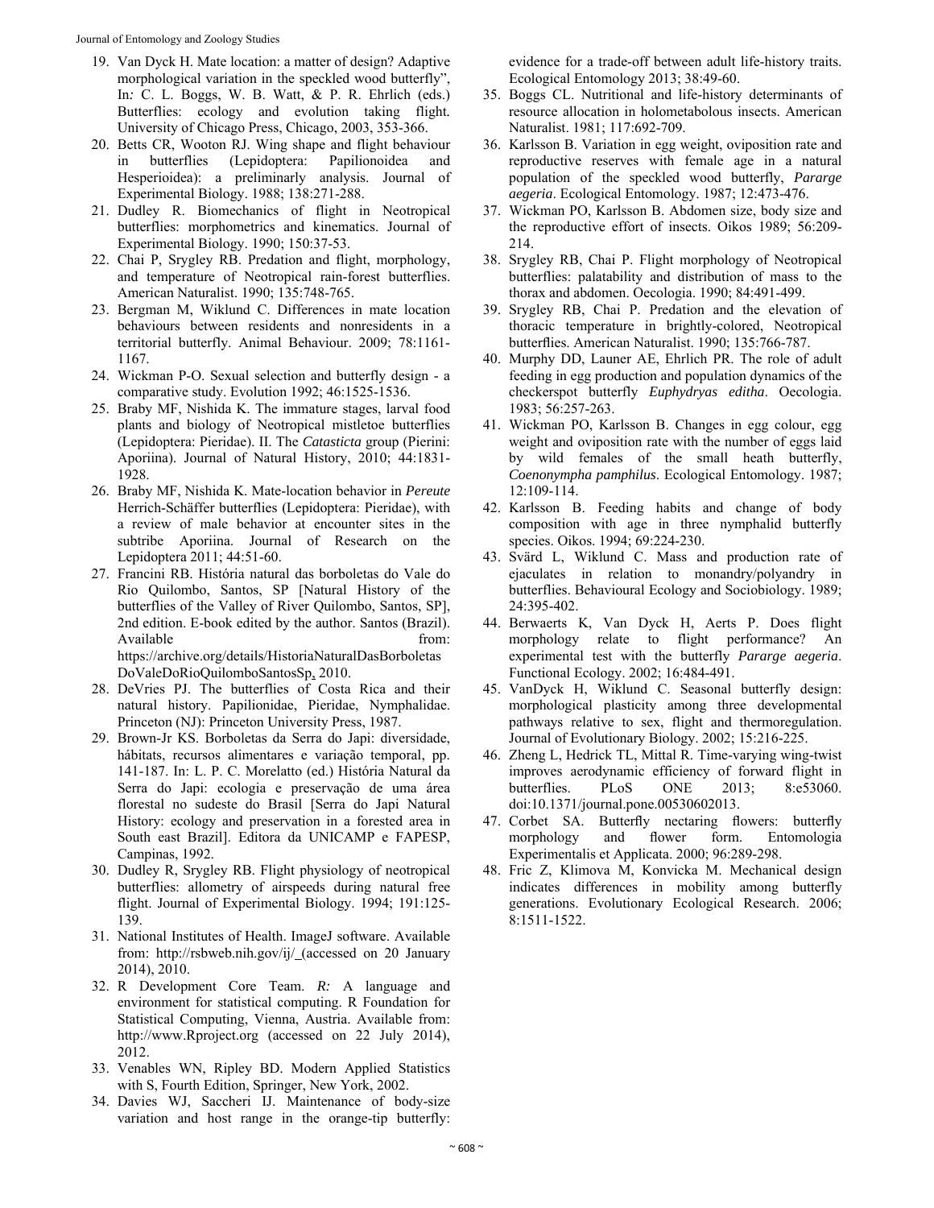19. Van Dyck H. Mate location: a matter of design? Adaptive morphological variation in the speckled wood butterfly", In*:* C. L. Boggs, W. B. Watt, & P. R. Ehrlich (eds.) Butterflies: ecology and evolution taking flight. University of Chicago Press, Chicago, 2003, 353-366.
20. Betts CR, Wooton RJ. Wing shape and flight behaviour in butterflies (Lepidoptera: Papilionoidea and Hesperioidea): a preliminarly analysis. Journal of Experimental Biology. 1988; 138:271-288.
21. Dudley R. Biomechanics of flight in Neotropical butterflies: morphometrics and kinematics. Journal of Experimental Biology. 1990; 150:37-53.
22. Chai P, Srygley RB. Predation and flight, morphology, and temperature of Neotropical rain-forest butterflies. American Naturalist. 1990; 135:748-765.
23. Bergman M, Wiklund C. Differences in mate location behaviours between residents and nonresidents in a territorial butterfly. Animal Behaviour. 2009; 78:1161-1167.
24. Wickman P-O. Sexual selection and butterfly design - a comparative study. Evolution 1992; 46:1525-1536.
25. Braby MF, Nishida K. The immature stages, larval food plants and biology of Neotropical mistletoe butterflies (Lepidoptera: Pieridae). II. The *Catasticta* group (Pierini: Aporiina). Journal of Natural History, 2010; 44:1831-1928.
26. Braby MF, Nishida K. Mate-location behavior in *Pereute* Herrich-Schäffer butterflies (Lepidoptera: Pieridae), with a review of male behavior at encounter sites in the subtribe Aporiina. Journal of Research on the Lepidoptera 2011; 44:51-60.
27. Francini RB. História natural das borboletas do Vale do Rio Quilombo, Santos, SP [Natural History of the butterflies of the Valley of River Quilombo, Santos, SP], 2nd edition. E-book edited by the author. Santos (Brazil). Available from: https://archive.org/details/HistoriaNaturalDasBorboletasDoValeDoRioQuilomboSantosSp, 2010.
28. DeVries PJ. The butterflies of Costa Rica and their natural history. Papilionidae, Pieridae, Nymphalidae. Princeton (NJ): Princeton University Press, 1987.
29. Brown-Jr KS. Borboletas da Serra do Japi: diversidade, hábitats, recursos alimentares e variação temporal, pp. 141-187. In: L. P. C. Morelatto (ed.) História Natural da Serra do Japi: ecologia e preservação de uma área florestal no sudeste do Brasil [Serra do Japi Natural History: ecology and preservation in a forested area in South east Brazil]. Editora da UNICAMP e FAPESP, Campinas, 1992.
30. Dudley R, Srygley RB. Flight physiology of neotropical butterflies: allometry of airspeeds during natural free flight. Journal of Experimental Biology. 1994; 191:125-139.
31. National Institutes of Health. ImageJ software. Available from: http://rsbweb.nih.gov/ij/ (accessed on 20 January 2014), 2010.
32. R Development Core Team. *R:* A language and environment for statistical computing. R Foundation for Statistical Computing, Vienna, Austria. Available from: http://www.Rproject.org (accessed on 22 July 2014), 2012.
33. Venables WN, Ripley BD. Modern Applied Statistics with S, Fourth Edition, Springer, New York, 2002.
34. Davies WJ, Saccheri IJ. Maintenance of body-size variation and host range in the orange-tip butterfly: evidence for a trade-off between adult life-history traits. Ecological Entomology 2013; 38:49-60.
35. Boggs CL. Nutritional and life-history determinants of resource allocation in holometabolous insects. American Naturalist. 1981; 117:692-709.
36. Karlsson B. Variation in egg weight, oviposition rate and reproductive reserves with female age in a natural population of the speckled wood butterfly, *Pararge aegeria*. Ecological Entomology. 1987; 12:473-476.
37. Wickman PO, Karlsson B. Abdomen size, body size and the reproductive effort of insects. Oikos 1989; 56:209-214.
38. Srygley RB, Chai P. Flight morphology of Neotropical butterflies: palatability and distribution of mass to the thorax and abdomen. Oecologia. 1990; 84:491-499.
39. Srygley RB, Chai P. Predation and the elevation of thoracic temperature in brightly-colored, Neotropical butterflies. American Naturalist. 1990; 135:766-787.
40. Murphy DD, Launer AE, Ehrlich PR. The role of adult feeding in egg production and population dynamics of the checkerspot butterfly *Euphydryas editha*. Oecologia. 1983; 56:257-263.
41. Wickman PO, Karlsson B. Changes in egg colour, egg weight and oviposition rate with the number of eggs laid by wild females of the small heath butterfly, *Coenonympha pamphilus*. Ecological Entomology. 1987; 12:109-114.
42. Karlsson B. Feeding habits and change of body composition with age in three nymphalid butterfly species. Oikos. 1994; 69:224-230.
43. Svärd L, Wiklund C. Mass and production rate of ejaculates in relation to monandry/polyandry in butterflies. Behavioural Ecology and Sociobiology. 1989; 24:395-402.
44. Berwaerts K, Van Dyck H, Aerts P. Does flight morphology relate to flight performance? An experimental test with the butterfly *Pararge aegeria*. Functional Ecology. 2002; 16:484-491.
45. VanDyck H, Wiklund C. Seasonal butterfly design: morphological plasticity among three developmental pathways relative to sex, flight and thermoregulation. Journal of Evolutionary Biology. 2002; 15:216-225.
46. Zheng L, Hedrick TL, Mittal R. Time-varying wing-twist improves aerodynamic efficiency of forward flight in butterflies. PLoS ONE 2013; 8:e53060. doi:10.1371/journal.pone.00530602013.
47. Corbet SA. Butterfly nectaring flowers: butterfly morphology and flower form. Entomologia Experimentalis et Applicata. 2000; 96:289-298.
48. Fric Z, Klimova M, Konvicka M. Mechanical design indicates differences in mobility among butterfly generations. Evolutionary Ecological Research. 2006; 8:1511-1522.